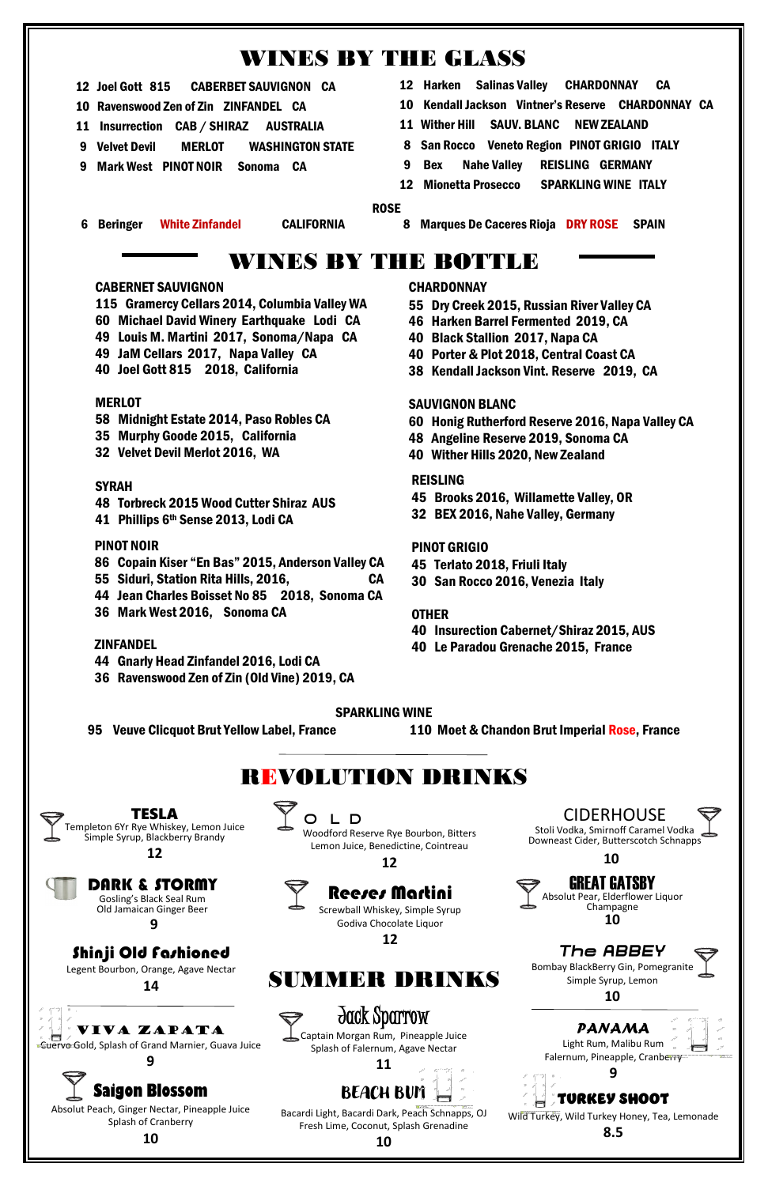# WINES BY THE GLASS

- 12 Joel Gott 815 CABERBET SAUVIGNON CA
- 10 Ravenswood Zen of Zin ZINFANDEL CA
- 11 Insurrection CAB / SHIRAZ AUSTRALIA
- 9 Velvet Devil MERLOT WASHINGTON STATE
- 9 Mark West PINOT NOIR Sonoma CA
- 12 Harken Salinas Valley CHARDONNAY CA
- 10 Kendall Jackson Vintner's Reserve CHARDONNAY CA
- 11 Wither Hill SAUV. BLANC NEW ZEALAND
- 8 San Rocco Veneto Region PINOT GRIGIO ITALY
- 9 Bex Nahe Valley REISLING GERMANY
- 12 Mionetta Prosecco SPARKLING WINE ITALY

**ROSE**

- 6 Beringer White Zinfandel CALIFORNIA
- 8 Marques De Caceres Rioja DRY ROSE SPAIN

# WINES BY THE BOTTLE

**CABERNET SAUVIGNON**

- 115 Gramercy Cellars 2014, Columbia Valley WA
- 60 Michael David Winery Earthquake Lodi CA
- 49 Louis M. Martini 2017, Sonoma/Napa CA
- 49 JaM Cellars 2017, Napa Valley CA
- 40 Joel Gott 815 2018, California

**MERLOT**

- 58 Midnight Estate 2014, Paso Robles CA
- 35 Murphy Goode 2015, California
- 32 Velvet Devil Merlot 2016, WA

**SYRAH**

- 48 Torbreck 2015 Wood Cutter Shiraz AUS
- 41 Phillips 6th Sense 2013, Lodi CA

**PINOT NOIR**

- 86 Copain Kiser "En Bas" 2015, Anderson Valley CA
- 55 Siduri, Station Rita Hills, 2016, CA
- 44 Jean Charles Boisset No 85 2018, Sonoma CA
- 36 Mark West 2016, Sonoma CA

**ZINFANDEL**

- 44 Gnarly Head Zinfandel 2016, Lodi CA
- 36 Ravenswood Zen of Zin (Old Vine) 2019, CA

**CHARDONNAY**

- 55 Dry Creek 2015, Russian River Valley CA
- 46 Harken Barrel Fermented 2019, CA
- 40 Black Stallion 2017, Napa CA
- 40 Porter & Plot 2018, Central Coast CA
- 38 Kendall Jackson Vint. Reserve 2019, CA

**SAUVIGNON BLANC**

- 60 Honig Rutherford Reserve 2016, Napa Valley CA
- 48 Angeline Reserve 2019, Sonoma CA
- 40 Wither Hills 2020, New Zealand

**REISLING**

- 45 Brooks 2016, Willamette Valley, OR
- 32 BEX 2016, Nahe Valley, Germany

**PINOT GRIGIO**

- 45 Terlato 2018, Friuli Italy
- 30 San Rocco 2016, Venezia Italy

**OTHER**

- 40 Insurection Cabernet/Shiraz 2015, AUS
- 40 Le Paradou Grenache 2015, France

**SPARKLING WINE**

- 95 Veuve Clicquot Brut Yellow Label, France
- 110 Moet & Chandon Brut Imperial Rose, France

# REVOLUTION DRINKS

**TESLA**
Templeton 6Yr Rye Whiskey, Lemon Juice, Simple Syrup, Blackberry Brandy
12

**OLD**
Woodford Reserve Rye Bourbon, Bitters, Lemon Juice, Benedictine, Cointreau
12

**CIDERHOUSE**
Stoli Vodka, Smirnoff Caramel Vodka, Downeast Cider, Butterscotch Schnapps
10

**DARK & STORMY**
Gosling's Black Seal Rum, Old Jamaican Ginger Beer
9

**Reeses Martini**
Screwball Whiskey, Simple Syrup, Godiva Chocolate Liquor
12

**GREAT GATSBY**
Absolut Pear, Elderflower Liquor, Champagne
10

**Shinji Old Fashioned**
Legent Bourbon, Orange, Agave Nectar
14

**The ABBEY**
Bombay BlackBerry Gin, Pomegranite, Simple Syrup, Lemon
10

# SUMMER DRINKS

**VIVA ZAPATA**
Cuervo Gold, Splash of Grand Marnier, Guava Juice
9

**Jack Sparrow**
Captain Morgan Rum, Pineapple Juice, Splash of Falernum, Agave Nectar
11

**PANAMA**
Light Rum, Malibu Rum, Falernum, Pineapple, Cranberry
9

**Saigon Blossom**
Absolut Peach, Grand Nectar, Pineapple Juice, Splash of Cranberry
10

**BEACH BUM**
Bacardi Light, Bacardi Dark, Peach Schnapps, OJ, Fresh Lime, Coconut, Splash Grenadine
10

**TURKEY SHOOT**
Wild Turkey, Wild Turkey Honey, Tea, Lemonade
8.5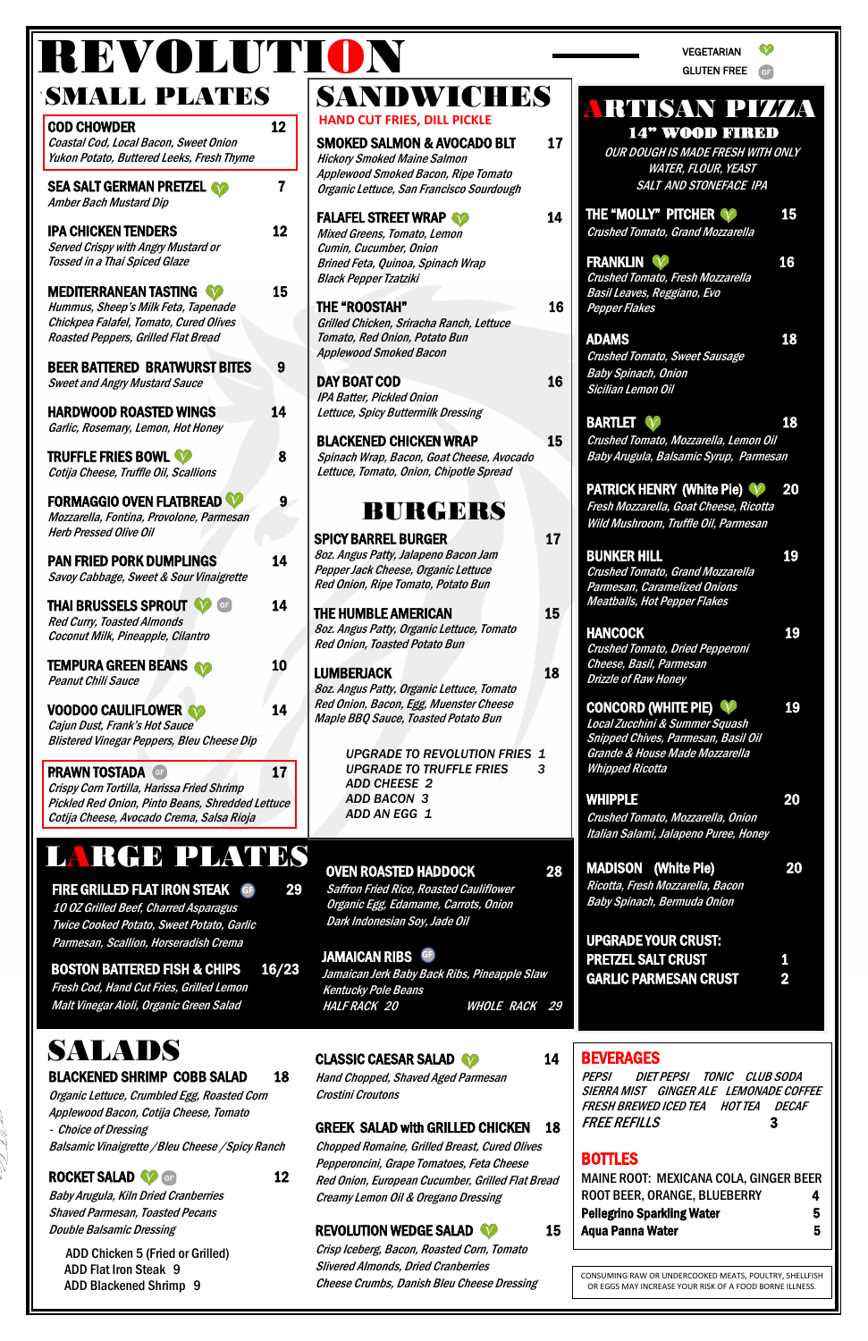# REVOLUTION

VEGETARIAN
GLUTEN FREE

## SMALL PLATES

**COD CHOWDER** 12
*Coastal Cod, Local Bacon, Sweet Onion Yukon Potato, Buttered Leeks, Fresh Thyme*

**SEA SALT GERMAN PRETZEL** 7
*Amber Bach Mustard Dip*

**IPA CHICKEN TENDERS** 12
*Served Crispy with Angry Mustard or Tossed in a Thai Spiced Glaze*

**MEDITERRANEAN TASTING** 15
*Hummus, Sheep's Milk Feta, Tapenade Chickpea Falafel, Tomato, Cured Olives Roasted Peppers, Grilled Flat Bread*

**BEER BATTERED BRATWURST BITES** 9
*Sweet and Angry Mustard Sauce*

**HARDWOOD ROASTED WINGS** 14
*Garlic, Rosemary, Lemon, Hot Honey*

**TRUFFLE FRIES BOWL** 8
*Cotija Cheese, Truffle Oil, Scallions*

**FORMAGGIO OVEN FLATBREAD** 9
*Mozzarella, Fontina, Provolone, Parmesan Herb Pressed Olive Oil*

**PAN FRIED PORK DUMPLINGS** 14
*Savoy Cabbage, Sweet & Sour Vinaigrette*

**THAI BRUSSELS SPROUT** GF 14
*Red Curry, Toasted Almonds Coconut Milk, Pineapple, Cilantro*

**TEMPURA GREEN BEANS** 10
*Peanut Chili Sauce*

**VOODOO CAULIFLOWER** 14
*Cajun Dust, Frank's Hot Sauce Blistered Vinegar Peppers, Bleu Cheese Dip*

**PRAWN TOSTADA** GF 17
*Crispy Corn Tortilla, Harissa Fried Shrimp Pickled Red Onion, Pinto Beans, Shredded Lettuce Cotija Cheese, Avocado Crema, Salsa Rioja*

## SANDWICHES

HAND CUT FRIES, DILL PICKLE

**SMOKED SALMON & AVOCADO BLT** 17
*Hickory Smoked Maine Salmon Applewood Smoked Bacon, Ripe Tomato Organic Lettuce, San Francisco Sourdough*

**FALAFEL STREET WRAP** 14
*Mixed Greens, Tomato, Lemon Cumin, Cucumber, Onion Brined Feta, Quinoa, Spinach Wrap Black Pepper Tzatziki*

**THE "ROOSTAH"** 16
*Grilled Chicken, Sriracha Ranch, Lettuce Tomato, Red Onion, Potato Bun Applewood Smoked Bacon*

**DAY BOAT COD** 16
*IPA Batter, Pickled Onion Lettuce, Spicy Buttermilk Dressing*

**BLACKENED CHICKEN WRAP** 15
*Spinach Wrap, Bacon, Goat Cheese, Avocado Lettuce, Tomato, Onion, Chipotle Spread*

## BURGERS

**SPICY BARREL BURGER** 17
*8oz. Angus Patty, Jalapeno Bacon Jam Pepper Jack Cheese, Organic Lettuce Red Onion, Ripe Tomato, Potato Bun*

**THE HUMBLE AMERICAN** 15
*8oz. Angus Patty, Organic Lettuce, Tomato Red Onion, Toasted Potato Bun*

**LUMBERJACK** 18
*8oz. Angus Patty, Organic Lettuce, Tomato Red Onion, Bacon, Egg, Muenster Cheese Maple BBQ Sauce, Toasted Potato Bun*

UPGRADE TO REVOLUTION FRIES 1
UPGRADE TO TRUFFLE FRIES 3
*ADD CHEESE 2*
*ADD BACON 3*
*ADD AN EGG 1*

## ARTISAN PIZZA

**14" WOOD FIRED**

*OUR DOUGH IS MADE FRESH WITH ONLY WATER, FLOUR, YEAST SALT AND STONEFACE IPA*

**THE "MOLLY" PITCHER** 15
*Crushed Tomato, Grand Mozzarella*

**FRANKLIN** 16
*Crushed Tomato, Fresh Mozzarella Basil Leaves, Reggiano, Evo Pepper Flakes*

**ADAMS** 18
*Crushed Tomato, Sweet Sausage Baby Spinach, Onion Sicilian Lemon Oil*

**BARTLET** 18
*Crushed Tomato, Mozzarella, Lemon Oil Baby Arugula, Balsamic Syrup, Parmesan*

**PATRICK HENRY (White Pie)** 20
*Fresh Mozzarella, Goat Cheese, Ricotta Wild Mushroom, Truffle Oil, Parmesan*

**BUNKER HILL** 19
*Crushed Tomato, Grand Mozzarella Parmesan, Caramelized Onions Meatballs, Hot Pepper Flakes*

**HANCOCK** 19
*Crushed Tomato, Dried Pepperoni Cheese, Basil, Parmesan Drizzle of Raw Honey*

**CONCORD (WHITE PIE)** 19
*Local Zucchini & Summer Squash Snipped Chives, Parmesan, Basil Oil Grande & House Made Mozzarella Whipped Ricotta*

**WHIPPLE** 20
*Crushed Tomato, Mozzarella, Onion Italian Salami, Jalapeno Puree, Honey*

**MADISON (White Pie)** 20
*Ricotta, Fresh Mozzarella, Bacon Baby Spinach, Bermuda Onion*

**UPGRADE YOUR CRUST:**
**PRETZEL SALT CRUST** 1
**GARLIC PARMESAN CRUST** 2

## LARGE PLATES

**FIRE GRILLED FLAT IRON STEAK** GF 29
*10 OZ Grilled Beef, Charred Asparagus Twice Cooked Potato, Sweet Potato, Garlic Parmesan, Scallion, Horseradish Crema*

**BOSTON BATTERED FISH & CHIPS** 16/23
*Fresh Cod, Hand Cut Fries, Grilled Lemon Malt Vinegar Aioli, Organic Green Salad*

**OVEN ROASTED HADDOCK** 28
*Saffron Fried Rice, Roasted Cauliflower Organic Lettuce, Edamame, Carrots, Onion Dark Indonesian Soy, Jade Oil*

**JAMAICAN RIBS** GF
*Jamaican Jerk Baby Back Ribs, Pineapple Slaw Kentucky Pole Beans*
*HALF RACK 20* *WHOLE RACK 29*

## SALADS

**BLACKENED SHRIMP COBB SALAD** 18
*Organic Lettuce, Crumbled Egg, Roasted Corn Applewood Bacon, Cotija Cheese, Tomato*
*- Choice of Dressing*
*Balsamic Vinaigrette /Bleu Cheese /Spicy Ranch*

**ROCKET SALAD** GF 12
*Baby Arugula, Kiln Dried Cranberries Shaved Parmesan, Toasted Pecans Double Balsamic Dressing*

ADD Chicken 5 (Fried or Grilled)
ADD Flat Iron Steak 9
ADD Blackened Shrimp 9

**CLASSIC CAESAR SALAD** 14
*Hand Chopped, Shaved Aged Parmesan Crostini Croutons*

**GREEK SALAD with GRILLED CHICKEN** 18
*Chopped Romaine, Grilled Breast, Cured Olives Pepperoncini, Grape Tomatoes, Feta Cheese Red Onion, European Cucumber, Grilled Flat Bread Creamy Lemon Oil & Oregano Dressing*

**REVOLUTION WEDGE SALAD** 15
*Crisp Iceberg, Bacon, Roasted Corn, Tomato Silvered Almonds, Dried Cranberries Cheese Crumbs, Danish Bleu Cheese Dressing*

## BEVERAGES

*PEPSI DIET PEPSI TONIC CLUB SODA SIERRA MIST GINGER ALE LEMONADE COFFEE FRESH BREWED ICED TEA HOT TEA DECAF FREE REFILLS* 3

## BOTTLES

MAINE ROOT: MEXICANA COLA, GINGER BEER ROOT BEER, ORANGE, BLUEBERRY 4
**Pellegrino Sparkling Water** 5
**Aqua Panna Water** 5

CONSUMING RAW OR UNDERCOOKED MEATS, POULTRY, SHELLFISH OR EGGS MAY INCREASE YOUR RISK OF A FOOD BORNE ILLNESS.